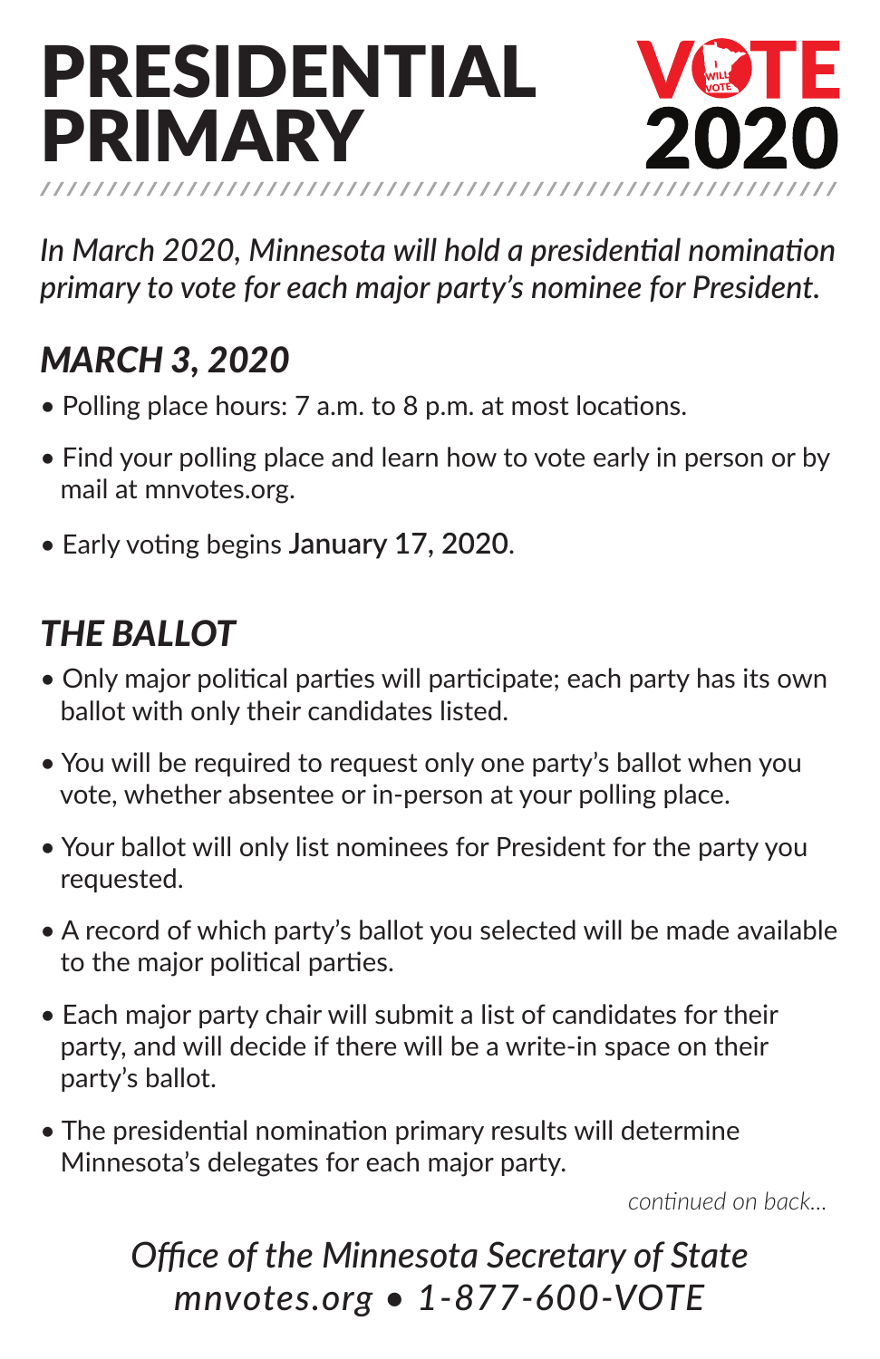# PRESIDENTIAL PRIMARY

VOTE 2020

*In March 2020, Minnesota will hold a presidential nomination primary to vote for each major party's nominee for President.*

## *MARCH 3, 2020*

- Polling place hours: 7 a.m. to 8 p.m. at most locations.
- Find your polling place and learn how to vote early in person or by mail at mnvotes.org.
- Early voting begins **January 17, 2020**.

## *THE BALLOT*

- Only major political parties will participate; each party has its own ballot with only their candidates listed.
- You will be required to request only one party's ballot when you vote, whether absentee or in-person at your polling place.
- Your ballot will only list nominees for President for the party you requested.
- A record of which party's ballot you selected will be made available to the major political parties.
- Each major party chair will submit a list of candidates for their party, and will decide if there will be a write-in space on their party's ballot.
- The presidential nomination primary results will determine Minnesota's delegates for each major party.

*continued on back...*

*Office of the Minnesota Secretary of State*
*mnvotes.org • 1-877-600-VOTE*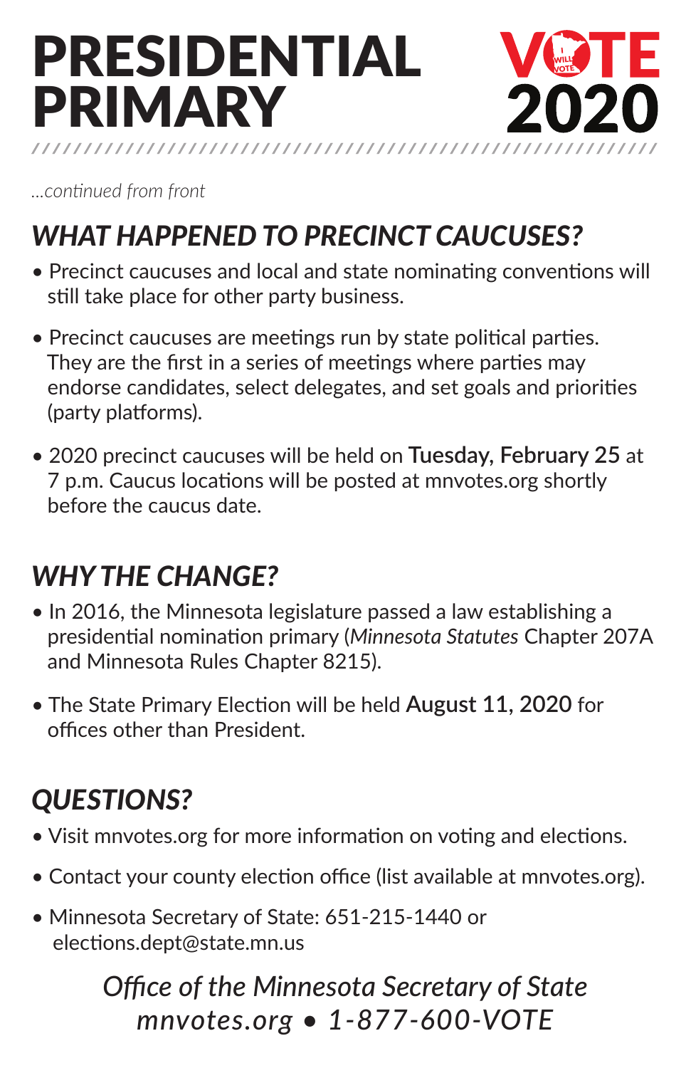# PRESIDENTIAL PRIMARY

VOTE 2020

*...continued from front*

## *WHAT HAPPENED TO PRECINCT CAUCUSES?*

- Precinct caucuses and local and state nominating conventions will still take place for other party business.
- Precinct caucuses are meetings run by state political parties. They are the first in a series of meetings where parties may endorse candidates, select delegates, and set goals and priorities (party platforms).
- 2020 precinct caucuses will be held on **Tuesday, February 25** at 7 p.m. Caucus locations will be posted at mnvotes.org shortly before the caucus date.

## *WHY THE CHANGE?*

- In 2016, the Minnesota legislature passed a law establishing a presidential nomination primary (*Minnesota Statutes* Chapter 207A and Minnesota Rules Chapter 8215).
- The State Primary Election will be held **August 11, 2020** for offices other than President.

## *QUESTIONS?*

- Visit mnvotes.org for more information on voting and elections.
- Contact your county election office (list available at mnvotes.org).
- Minnesota Secretary of State: 651-215-1440 or elections.dept@state.mn.us

*Office of the Minnesota Secretary of State*
*mnvotes.org • 1-877-600-VOTE*